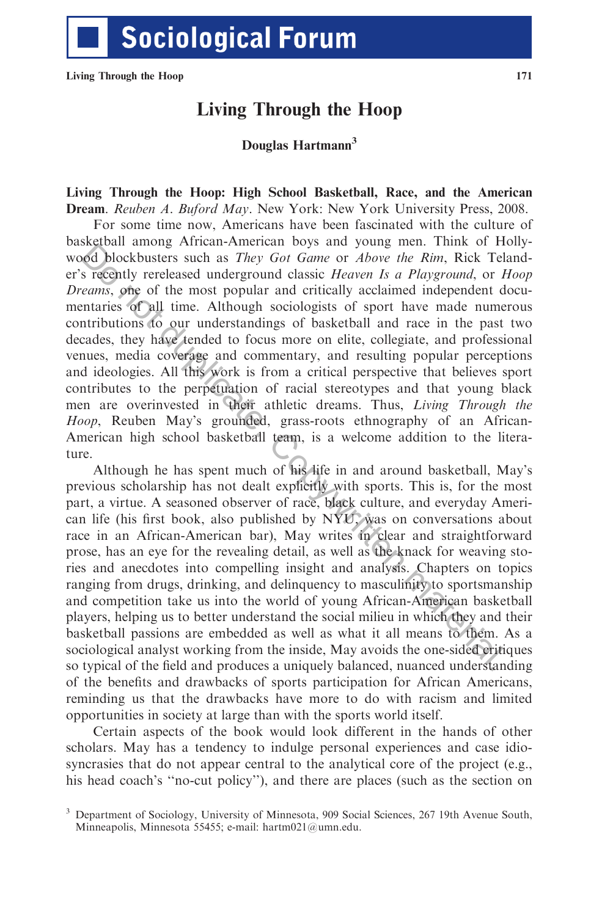# Living Through the Hoop

**Douglas Hartmann**[3]

**Living Through the Hoop: High School Basketball, Race, and the American Dream**. *Reuben A. Buford May*. New York: New York University Press, 2008.

For some time now, Americans have been fascinated with the culture of basketball among African-American boys and young men. Think of Hollywood blockbusters such as *They Got Game* or *Above the Rim*, Rick Telander's recently rereleased underground classic *Heaven Is a Playground*, or *Hoop Dreams*, one of the most popular and critically acclaimed independent documentaries of all time. Although sociologists of sport have made numerous contributions to our understandings of basketball and race in the past two decades, they have tended to focus more on elite, collegiate, and professional venues, media coverage and commentary, and resulting popular perceptions and ideologies. All this work is from a critical perspective that believes sport contributes to the perpetuation of racial stereotypes and that young black men are overinvested in their athletic dreams. Thus, *Living Through the Hoop*, Reuben May's grounded, grass-roots ethnography of an African-American high school basketball team, is a welcome addition to the literature.

Although he has spent much of his life in and around basketball, May's previous scholarship has not dealt explicitly with sports. This is, for the most part, a virtue. A seasoned observer of race, black culture, and everyday American life (his first book, also published by NYU, was on conversations about race in an African-American bar), May writes in clear and straightforward prose, has an eye for the revealing detail, as well as the knack for weaving stories and anecdotes into compelling insight and analysis. Chapters on topics ranging from drugs, drinking, and delinquency to masculinity to sportsmanship and competition take us into the world of young African-American basketball players, helping us to better understand the social milieu in which they and their basketball passions are embedded as well as what it all means to them. As a sociological analyst working from the inside, May avoids the one-sided critiques so typical of the field and produces a uniquely balanced, nuanced understanding of the benefits and drawbacks of sports participation for African Americans, reminding us that the drawbacks have more to do with racism and limited opportunities in society at large than with the sports world itself.

Certain aspects of the book would look different in the hands of other scholars. May has a tendency to indulge personal experiences and case idiosyncrasies that do not appear central to the analytical core of the project (e.g., his head coach's "no-cut policy"), and there are places (such as the section on

[3] Department of Sociology, University of Minnesota, 909 Social Sciences, 267 19th Avenue South, Minneapolis, Minnesota 55455; e-mail: hartm021@umn.edu.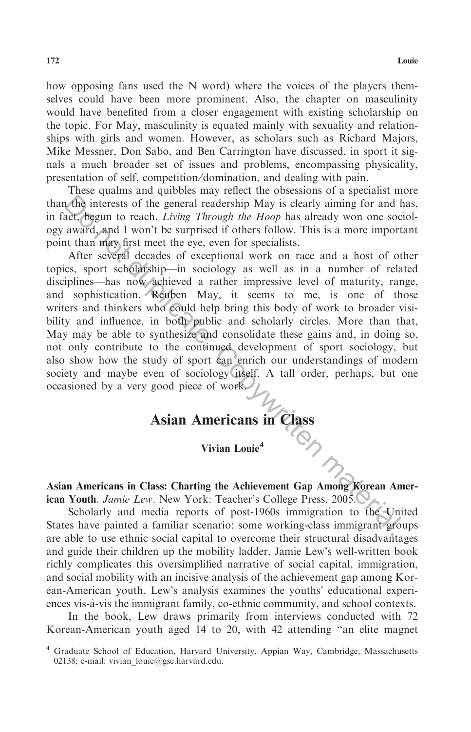how opposing fans used the N word) where the voices of the players themselves could have been more prominent. Also, the chapter on masculinity would have benefited from a closer engagement with existing scholarship on the topic. For May, masculinity is equated mainly with sexuality and relationships with girls and women. However, as scholars such as Richard Majors, Mike Messner, Don Sabo, and Ben Carrington have discussed, in sport it signals a much broader set of issues and problems, encompassing physicality, presentation of self, competition/domination, and dealing with pain.

These qualms and quibbles may reflect the obsessions of a specialist more than the interests of the general readership May is clearly aiming for and has, in fact, begun to reach. *Living Through the Hoop* has already won one sociology award, and I won't be surprised if others follow. This is a more important point than may first meet the eye, even for specialists.

After several decades of exceptional work on race and a host of other topics, sport scholarship—in sociology as well as in a number of related disciplines—has now achieved a rather impressive level of maturity, range, and sophistication. Reuben May, it seems to me, is one of those writers and thinkers who could help bring this body of work to broader visibility and influence, in both public and scholarly circles. More than that, May may be able to synthesize and consolidate these gains and, in doing so, not only contribute to the continued development of sport sociology, but also show how the study of sport can enrich our understandings of modern society and maybe even of sociology itself. A tall order, perhaps, but one occasioned by a very good piece of work.

## Asian Americans in Class

**Vivian Louie**[4]

**Asian Americans in Class: Charting the Achievement Gap Among Korean American Youth**. *Jamie Lew*. New York: Teacher's College Press. 2005.

Scholarly and media reports of post-1960s immigration to the United States have painted a familiar scenario: some working-class immigrant groups are able to use ethnic social capital to overcome their structural disadvantages and guide their children up the mobility ladder. Jamie Lew's well-written book richly complicates this oversimplified narrative of social capital, immigration, and social mobility with an incisive analysis of the achievement gap among Korean-American youth. Lew's analysis examines the youths' educational experiences vis-à-vis the immigrant family, co-ethnic community, and school contexts.

In the book, Lew draws primarily from interviews conducted with 72 Korean-American youth aged 14 to 20, with 42 attending "an elite magnet

[4] Graduate School of Education, Harvard University, Appian Way, Cambridge, Massachusetts 02138; e-mail: vivian_louie@gse.harvard.edu.